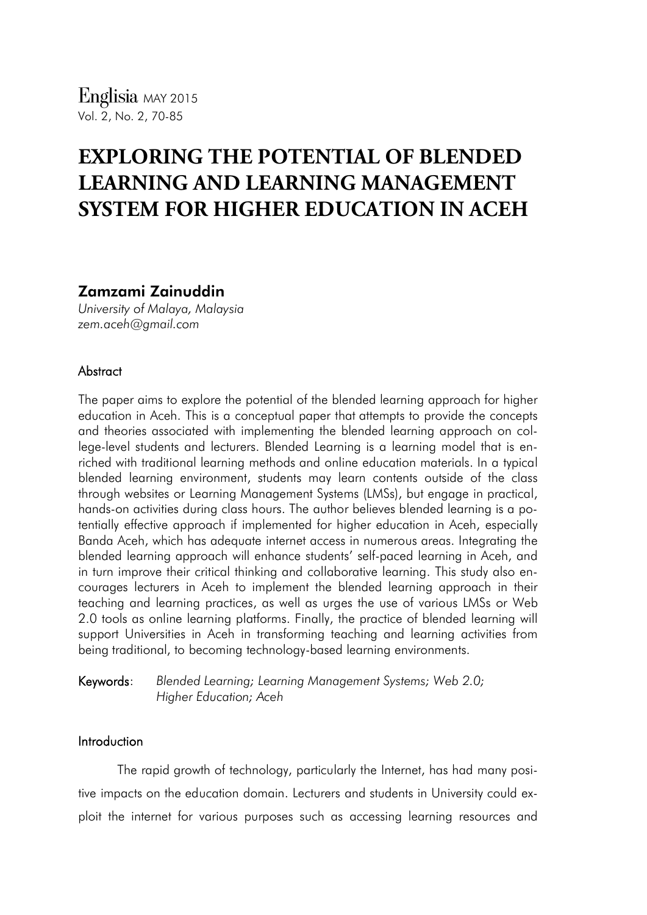# EXPLORING THE POTENTIAL OF BLENDED LEARNING AND LEARNING MANAGEMENT SYSTEM FOR HIGHER EDUCATION IN ACEH

**Zamzami Zainuddin**

*University of Malaya, Malaysia*
*zem.aceh@gmail.com*

## Abstract

The paper aims to explore the potential of the blended learning approach for higher education in Aceh. This is a conceptual paper that attempts to provide the concepts and theories associated with implementing the blended learning approach on college-level students and lecturers. Blended Learning is a learning model that is enriched with traditional learning methods and online education materials. In a typical blended learning environment, students may learn contents outside of the class through websites or Learning Management Systems (LMSs), but engage in practical, hands-on activities during class hours. The author believes blended learning is a potentially effective approach if implemented for higher education in Aceh, especially Banda Aceh, which has adequate internet access in numerous areas. Integrating the blended learning approach will enhance students' self-paced learning in Aceh, and in turn improve their critical thinking and collaborative learning. This study also encourages lecturers in Aceh to implement the blended learning approach in their teaching and learning practices, as well as urges the use of various LMSs or Web 2.0 tools as online learning platforms. Finally, the practice of blended learning will support Universities in Aceh in transforming teaching and learning activities from being traditional, to becoming technology-based learning environments.

**Keywords**: *Blended Learning; Learning Management Systems; Web 2.0; Higher Education; Aceh*

## Introduction

The rapid growth of technology, particularly the Internet, has had many positive impacts on the education domain. Lecturers and students in University could exploit the internet for various purposes such as accessing learning resources and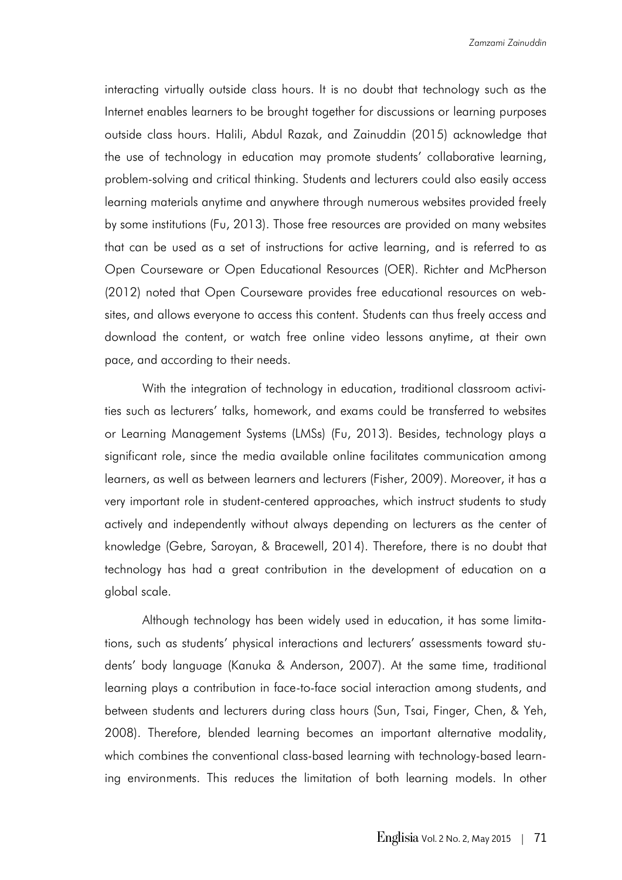interacting virtually outside class hours. It is no doubt that technology such as the Internet enables learners to be brought together for discussions or learning purposes outside class hours. Halili, Abdul Razak, and Zainuddin (2015) acknowledge that the use of technology in education may promote students' collaborative learning, problem-solving and critical thinking. Students and lecturers could also easily access learning materials anytime and anywhere through numerous websites provided freely by some institutions (Fu, 2013). Those free resources are provided on many websites that can be used as a set of instructions for active learning, and is referred to as Open Courseware or Open Educational Resources (OER). Richter and McPherson (2012) noted that Open Courseware provides free educational resources on websites, and allows everyone to access this content. Students can thus freely access and download the content, or watch free online video lessons anytime, at their own pace, and according to their needs.

With the integration of technology in education, traditional classroom activities such as lecturers' talks, homework, and exams could be transferred to websites or Learning Management Systems (LMSs) (Fu, 2013). Besides, technology plays a significant role, since the media available online facilitates communication among learners, as well as between learners and lecturers (Fisher, 2009). Moreover, it has a very important role in student-centered approaches, which instruct students to study actively and independently without always depending on lecturers as the center of knowledge (Gebre, Saroyan, & Bracewell, 2014). Therefore, there is no doubt that technology has had a great contribution in the development of education on a global scale.

Although technology has been widely used in education, it has some limitations, such as students' physical interactions and lecturers' assessments toward students' body language (Kanuka & Anderson, 2007). At the same time, traditional learning plays a contribution in face-to-face social interaction among students, and between students and lecturers during class hours (Sun, Tsai, Finger, Chen, & Yeh, 2008). Therefore, blended learning becomes an important alternative modality, which combines the conventional class-based learning with technology-based learning environments. This reduces the limitation of both learning models. In other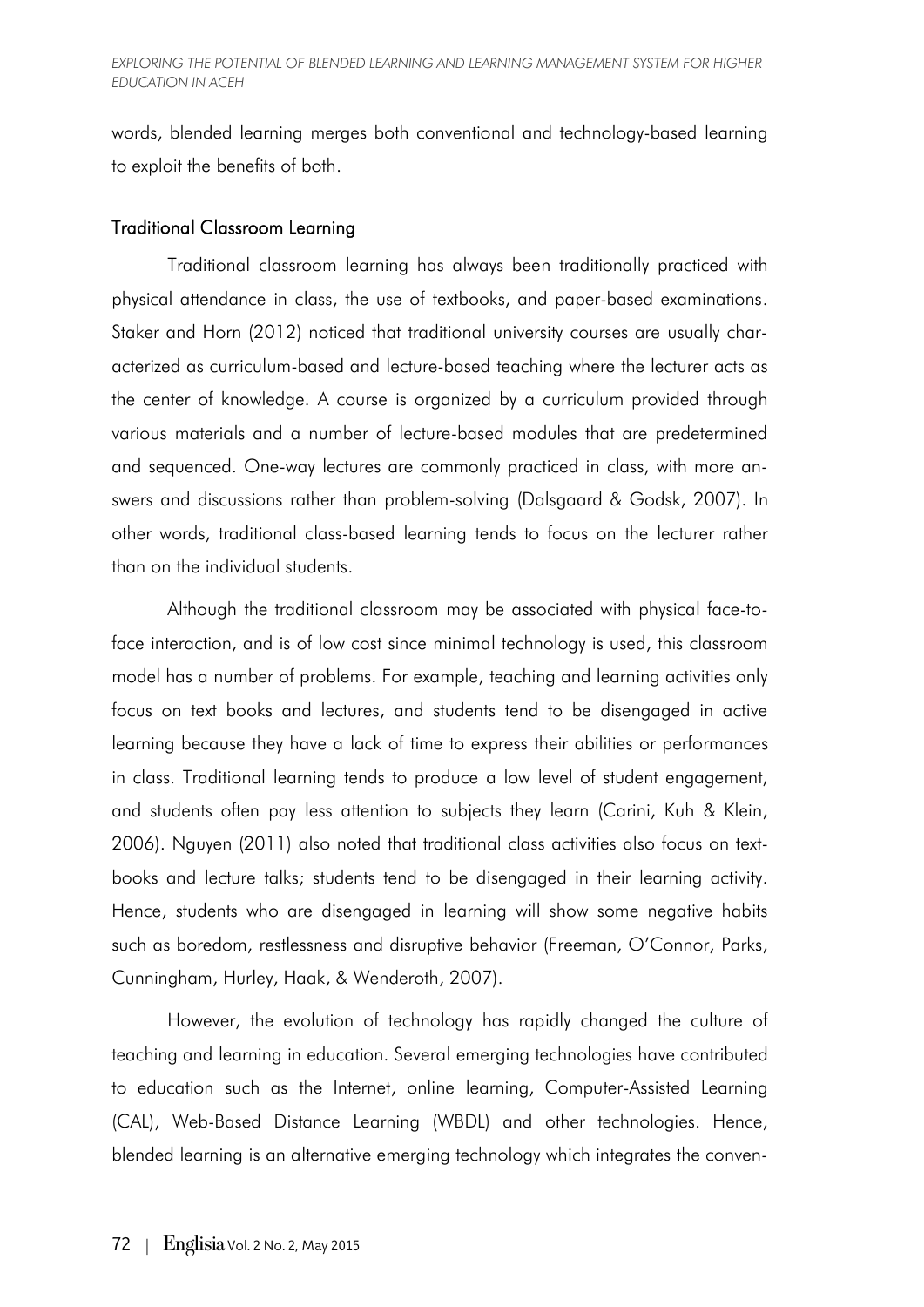words, blended learning merges both conventional and technology-based learning to exploit the benefits of both.

### Traditional Classroom Learning

Traditional classroom learning has always been traditionally practiced with physical attendance in class, the use of textbooks, and paper-based examinations. Staker and Horn (2012) noticed that traditional university courses are usually characterized as curriculum-based and lecture-based teaching where the lecturer acts as the center of knowledge. A course is organized by a curriculum provided through various materials and a number of lecture-based modules that are predetermined and sequenced. One-way lectures are commonly practiced in class, with more answers and discussions rather than problem-solving (Dalsgaard & Godsk, 2007). In other words, traditional class-based learning tends to focus on the lecturer rather than on the individual students.

Although the traditional classroom may be associated with physical face-to-face interaction, and is of low cost since minimal technology is used, this classroom model has a number of problems. For example, teaching and learning activities only focus on text books and lectures, and students tend to be disengaged in active learning because they have a lack of time to express their abilities or performances in class. Traditional learning tends to produce a low level of student engagement, and students often pay less attention to subjects they learn (Carini, Kuh & Klein, 2006). Nguyen (2011) also noted that traditional class activities also focus on textbooks and lecture talks; students tend to be disengaged in their learning activity. Hence, students who are disengaged in learning will show some negative habits such as boredom, restlessness and disruptive behavior (Freeman, O'Connor, Parks, Cunningham, Hurley, Haak, & Wenderoth, 2007).

However, the evolution of technology has rapidly changed the culture of teaching and learning in education. Several emerging technologies have contributed to education such as the Internet, online learning, Computer-Assisted Learning (CAL), Web-Based Distance Learning (WBDL) and other technologies. Hence, blended learning is an alternative emerging technology which integrates the conven-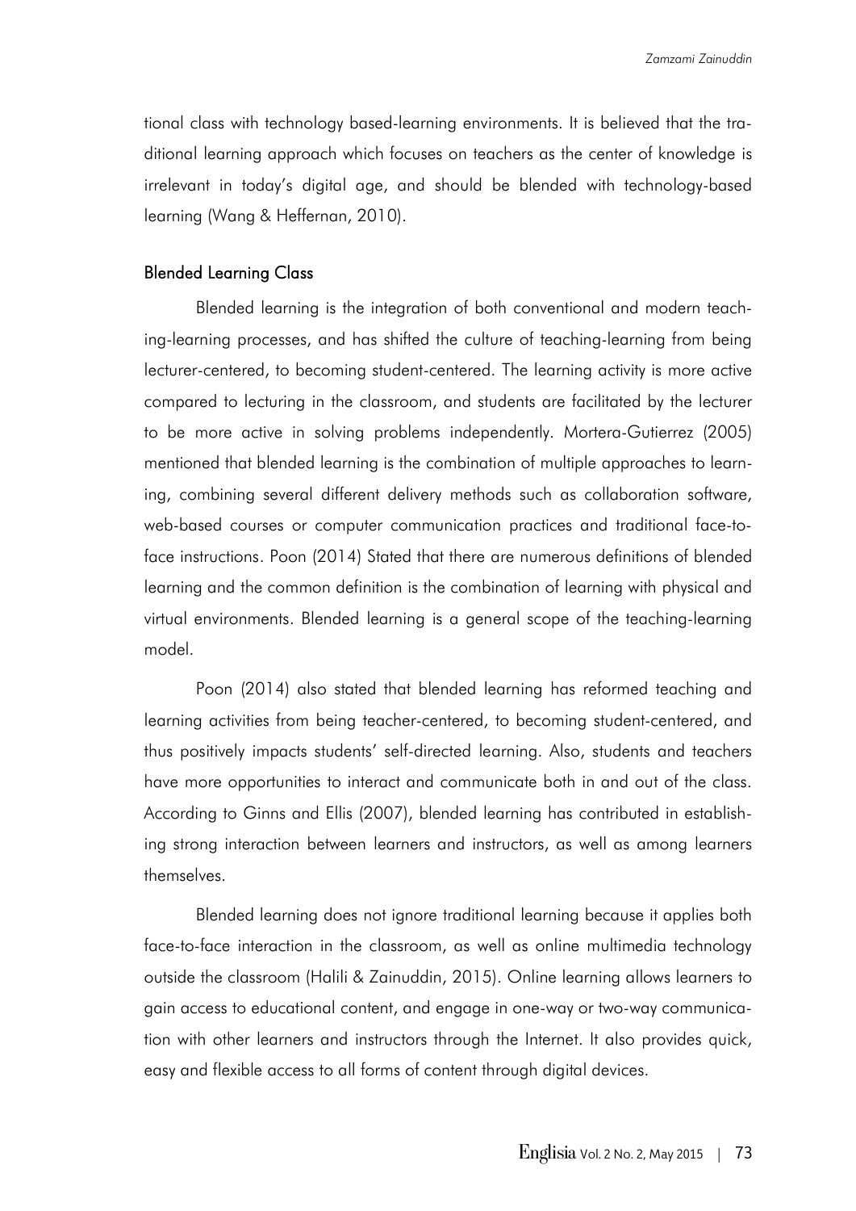tional class with technology based-learning environments. It is believed that the traditional learning approach which focuses on teachers as the center of knowledge is irrelevant in today's digital age, and should be blended with technology-based learning (Wang & Heffernan, 2010).

## Blended Learning Class

Blended learning is the integration of both conventional and modern teaching-learning processes, and has shifted the culture of teaching-learning from being lecturer-centered, to becoming student-centered. The learning activity is more active compared to lecturing in the classroom, and students are facilitated by the lecturer to be more active in solving problems independently. Mortera-Gutierrez (2005) mentioned that blended learning is the combination of multiple approaches to learning, combining several different delivery methods such as collaboration software, web-based courses or computer communication practices and traditional face-to-face instructions. Poon (2014) Stated that there are numerous definitions of blended learning and the common definition is the combination of learning with physical and virtual environments. Blended learning is a general scope of the teaching-learning model.

Poon (2014) also stated that blended learning has reformed teaching and learning activities from being teacher-centered, to becoming student-centered, and thus positively impacts students' self-directed learning. Also, students and teachers have more opportunities to interact and communicate both in and out of the class. According to Ginns and Ellis (2007), blended learning has contributed in establishing strong interaction between learners and instructors, as well as among learners themselves.

Blended learning does not ignore traditional learning because it applies both face-to-face interaction in the classroom, as well as online multimedia technology outside the classroom (Halili & Zainuddin, 2015). Online learning allows learners to gain access to educational content, and engage in one-way or two-way communication with other learners and instructors through the Internet. It also provides quick, easy and flexible access to all forms of content through digital devices.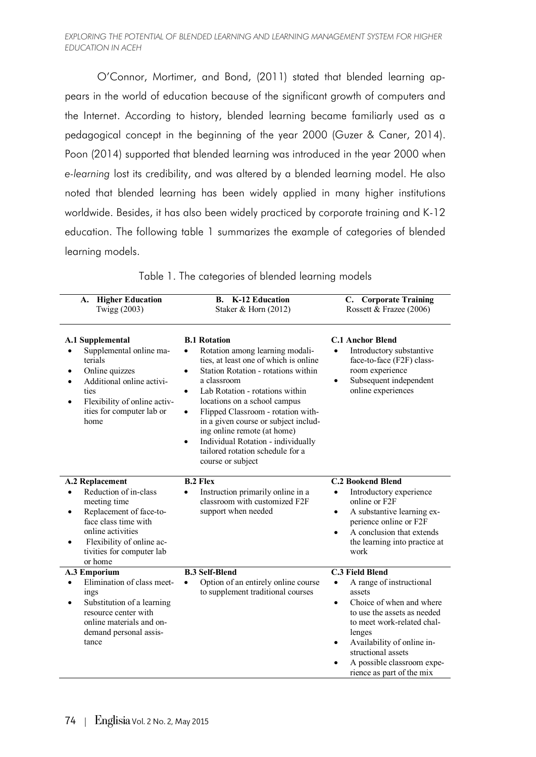O'Connor, Mortimer, and Bond, (2011) stated that blended learning appears in the world of education because of the significant growth of computers and the Internet. According to history, blended learning became familiarly used as a pedagogical concept in the beginning of the year 2000 (Guzer & Caner, 2014). Poon (2014) supported that blended learning was introduced in the year 2000 when *e-learning* lost its credibility, and was altered by a blended learning model. He also noted that blended learning has been widely applied in many higher institutions worldwide. Besides, it has also been widely practiced by corporate training and K-12 education. The following table 1 summarizes the example of categories of blended learning models.

Table 1. The categories of blended learning models

| **A. Higher Education** Twigg (2003) | **B. K-12 Education** Staker & Horn (2012) | **C. Corporate Training** Rossett & Frazee (2006) |
|---|---|---|
| **A.1 Supplemental**<br>• Supplemental online materials<br>• Online quizzes<br>• Additional online activities<br>• Flexibility of online activities for computer lab or home | **B.1 Rotation**<br>• Rotation among learning modalities, at least one of which is online<br>• Station Rotation - rotations within a classroom<br>• Lab Rotation - rotations within locations on a school campus<br>• Flipped Classroom - rotation within a given course or subject including online remote (at home)<br>• Individual Rotation - individually tailored rotation schedule for a course or subject | **C.1 Anchor Blend**<br>• Introductory substantive face-to-face (F2F) classroom experience<br>• Subsequent independent online experiences |
| **A.2 Replacement**<br>• Reduction of in-class meeting time<br>• Replacement of face-to-face class time with online activities<br>• Flexibility of online activities for computer lab or home | **B.2 Flex**<br>• Instruction primarily online in a classroom with customized F2F support when needed | **C.2 Bookend Blend**<br>• Introductory experience online or F2F<br>• A substantive learning experience online or F2F<br>• A conclusion that extends the learning into practice at work |
| **A.3 Emporium**<br>• Elimination of class meetings<br>• Substitution of a learning resource center with online materials and on-demand personal assistance | **B.3 Self-Blend**<br>• Option of an entirely online course to supplement traditional courses | **C.3 Field Blend**<br>• A range of instructional assets<br>• Choice of when and where to use the assets as needed to meet work-related challenges<br>• Availability of online instructional assets<br>• A possible classroom experience as part of the mix |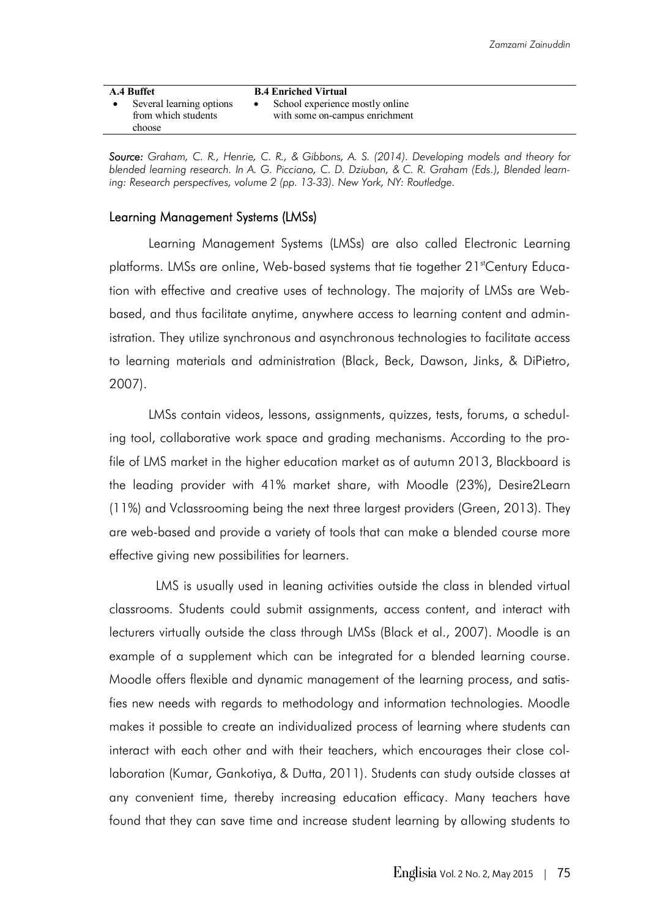| A.4 Buffet | B.4 Enriched Virtual |
|---|---|
| • Several learning options from which students choose | • School experience mostly online with some on-campus enrichment |

***Source:*** *Graham, C. R., Henrie, C. R., & Gibbons, A. S. (2014). Developing models and theory for blended learning research. In A. G. Picciano, C. D. Dziuban, & C. R. Graham (Eds.), Blended learning: Research perspectives, volume 2 (pp. 13-33). New York, NY: Routledge.*

## Learning Management Systems (LMSs)

Learning Management Systems (LMSs) are also called Electronic Learning platforms. LMSs are online, Web-based systems that tie together 21stCentury Education with effective and creative uses of technology. The majority of LMSs are Web-based, and thus facilitate anytime, anywhere access to learning content and administration. They utilize synchronous and asynchronous technologies to facilitate access to learning materials and administration (Black, Beck, Dawson, Jinks, & DiPietro, 2007).

LMSs contain videos, lessons, assignments, quizzes, tests, forums, a scheduling tool, collaborative work space and grading mechanisms. According to the profile of LMS market in the higher education market as of autumn 2013, Blackboard is the leading provider with 41% market share, with Moodle (23%), Desire2Learn (11%) and Vclassrooming being the next three largest providers (Green, 2013). They are web-based and provide a variety of tools that can make a blended course more effective giving new possibilities for learners.

LMS is usually used in leaning activities outside the class in blended virtual classrooms. Students could submit assignments, access content, and interact with lecturers virtually outside the class through LMSs (Black et al., 2007). Moodle is an example of a supplement which can be integrated for a blended learning course. Moodle offers flexible and dynamic management of the learning process, and satisfies new needs with regards to methodology and information technologies. Moodle makes it possible to create an individualized process of learning where students can interact with each other and with their teachers, which encourages their close collaboration (Kumar, Gankotiya, & Dutta, 2011). Students can study outside classes at any convenient time, thereby increasing education efficacy. Many teachers have found that they can save time and increase student learning by allowing students to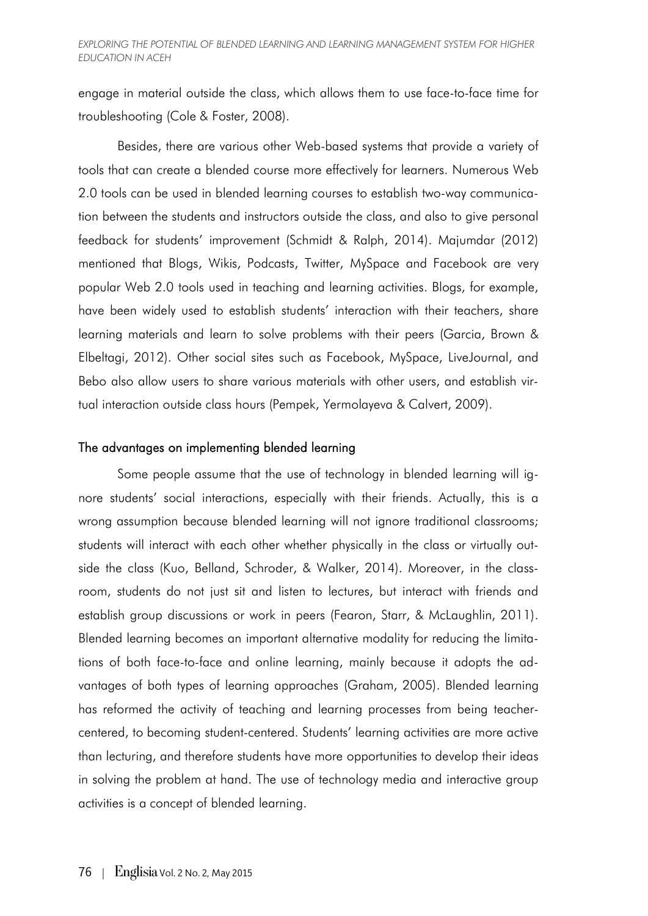engage in material outside the class, which allows them to use face-to-face time for troubleshooting (Cole & Foster, 2008).

Besides, there are various other Web-based systems that provide a variety of tools that can create a blended course more effectively for learners. Numerous Web 2.0 tools can be used in blended learning courses to establish two-way communication between the students and instructors outside the class, and also to give personal feedback for students' improvement (Schmidt & Ralph, 2014). Majumdar (2012) mentioned that Blogs, Wikis, Podcasts, Twitter, MySpace and Facebook are very popular Web 2.0 tools used in teaching and learning activities. Blogs, for example, have been widely used to establish students' interaction with their teachers, share learning materials and learn to solve problems with their peers (Garcia, Brown & Elbeltagi, 2012). Other social sites such as Facebook, MySpace, LiveJournal, and Bebo also allow users to share various materials with other users, and establish virtual interaction outside class hours (Pempek, Yermolayeva & Calvert, 2009).

## The advantages on implementing blended learning

Some people assume that the use of technology in blended learning will ignore students' social interactions, especially with their friends. Actually, this is a wrong assumption because blended learning will not ignore traditional classrooms; students will interact with each other whether physically in the class or virtually outside the class (Kuo, Belland, Schroder, & Walker, 2014). Moreover, in the classroom, students do not just sit and listen to lectures, but interact with friends and establish group discussions or work in peers (Fearon, Starr, & McLaughlin, 2011). Blended learning becomes an important alternative modality for reducing the limitations of both face-to-face and online learning, mainly because it adopts the advantages of both types of learning approaches (Graham, 2005). Blended learning has reformed the activity of teaching and learning processes from being teacher-centered, to becoming student-centered. Students' learning activities are more active than lecturing, and therefore students have more opportunities to develop their ideas in solving the problem at hand. The use of technology media and interactive group activities is a concept of blended learning.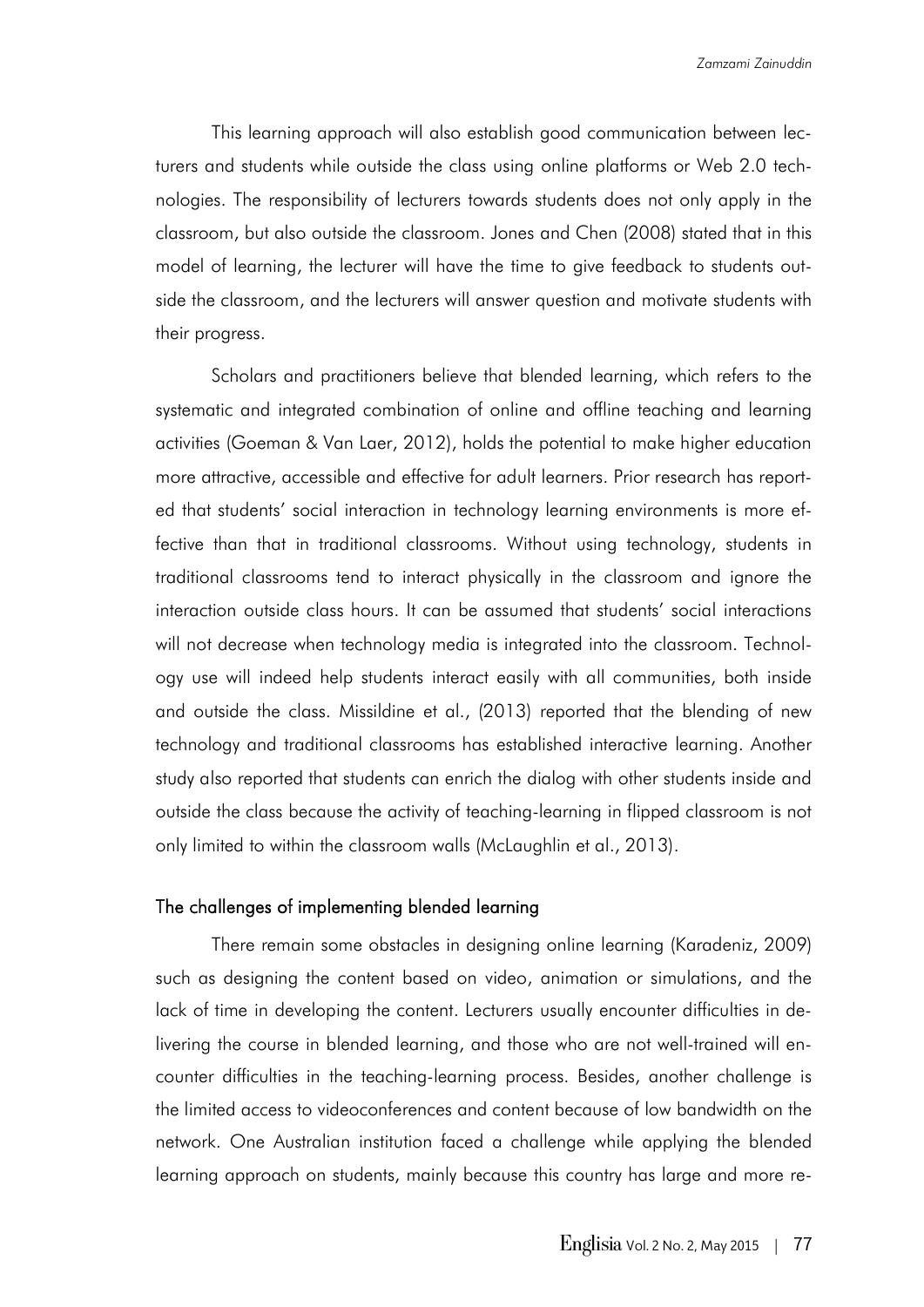This learning approach will also establish good communication between lecturers and students while outside the class using online platforms or Web 2.0 technologies. The responsibility of lecturers towards students does not only apply in the classroom, but also outside the classroom. Jones and Chen (2008) stated that in this model of learning, the lecturer will have the time to give feedback to students outside the classroom, and the lecturers will answer question and motivate students with their progress.

Scholars and practitioners believe that blended learning, which refers to the systematic and integrated combination of online and offline teaching and learning activities (Goeman & Van Laer, 2012), holds the potential to make higher education more attractive, accessible and effective for adult learners. Prior research has reported that students' social interaction in technology learning environments is more effective than that in traditional classrooms. Without using technology, students in traditional classrooms tend to interact physically in the classroom and ignore the interaction outside class hours. It can be assumed that students' social interactions will not decrease when technology media is integrated into the classroom. Technology use will indeed help students interact easily with all communities, both inside and outside the class. Missildine et al., (2013) reported that the blending of new technology and traditional classrooms has established interactive learning. Another study also reported that students can enrich the dialog with other students inside and outside the class because the activity of teaching-learning in flipped classroom is not only limited to within the classroom walls (McLaughlin et al., 2013).

### The challenges of implementing blended learning

There remain some obstacles in designing online learning (Karadeniz, 2009) such as designing the content based on video, animation or simulations, and the lack of time in developing the content. Lecturers usually encounter difficulties in delivering the course in blended learning, and those who are not well-trained will encounter difficulties in the teaching-learning process. Besides, another challenge is the limited access to videoconferences and content because of low bandwidth on the network. One Australian institution faced a challenge while applying the blended learning approach on students, mainly because this country has large and more re-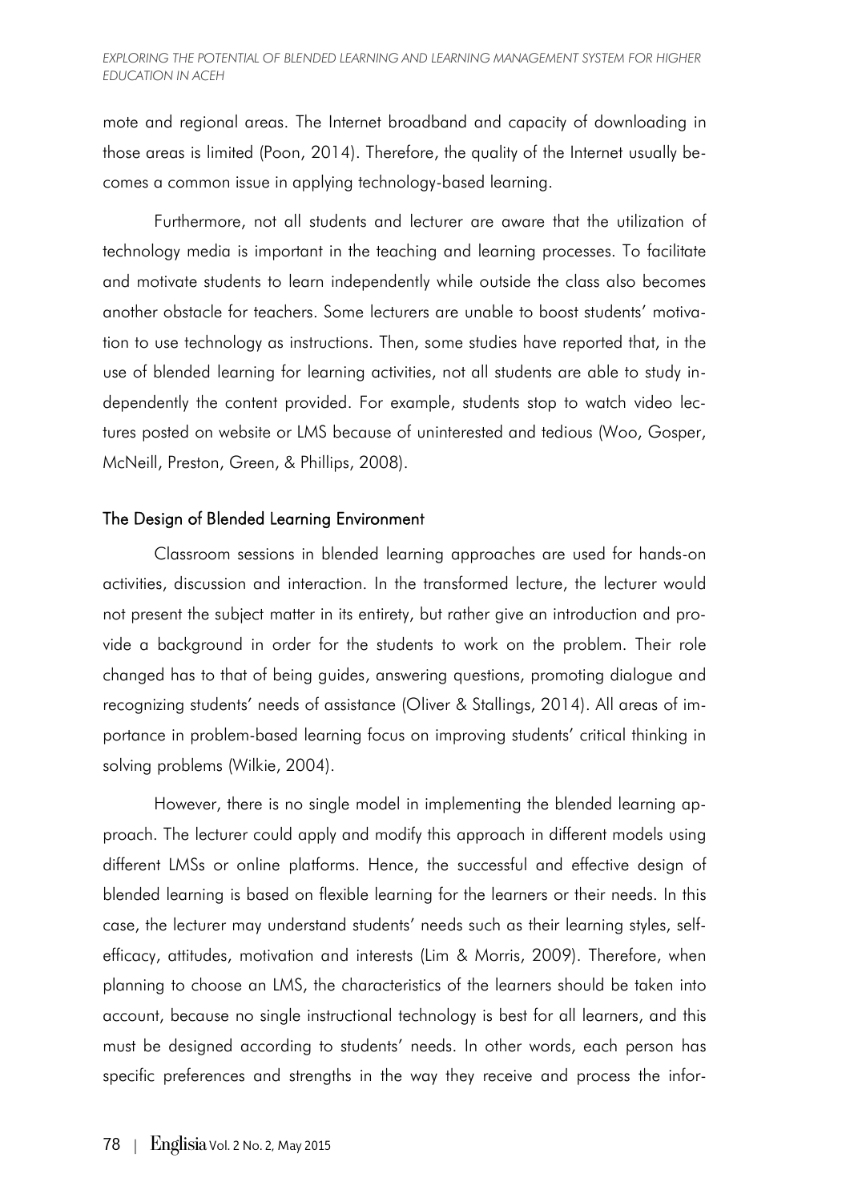mote and regional areas. The Internet broadband and capacity of downloading in those areas is limited (Poon, 2014). Therefore, the quality of the Internet usually becomes a common issue in applying technology-based learning.

Furthermore, not all students and lecturer are aware that the utilization of technology media is important in the teaching and learning processes. To facilitate and motivate students to learn independently while outside the class also becomes another obstacle for teachers. Some lecturers are unable to boost students' motivation to use technology as instructions. Then, some studies have reported that, in the use of blended learning for learning activities, not all students are able to study independently the content provided. For example, students stop to watch video lectures posted on website or LMS because of uninterested and tedious (Woo, Gosper, McNeill, Preston, Green, & Phillips, 2008).

### The Design of Blended Learning Environment

Classroom sessions in blended learning approaches are used for hands-on activities, discussion and interaction. In the transformed lecture, the lecturer would not present the subject matter in its entirety, but rather give an introduction and provide a background in order for the students to work on the problem. Their role changed has to that of being guides, answering questions, promoting dialogue and recognizing students' needs of assistance (Oliver & Stallings, 2014). All areas of importance in problem-based learning focus on improving students' critical thinking in solving problems (Wilkie, 2004).

However, there is no single model in implementing the blended learning approach. The lecturer could apply and modify this approach in different models using different LMSs or online platforms. Hence, the successful and effective design of blended learning is based on flexible learning for the learners or their needs. In this case, the lecturer may understand students' needs such as their learning styles, self-efficacy, attitudes, motivation and interests (Lim & Morris, 2009). Therefore, when planning to choose an LMS, the characteristics of the learners should be taken into account, because no single instructional technology is best for all learners, and this must be designed according to students' needs. In other words, each person has specific preferences and strengths in the way they receive and process the infor-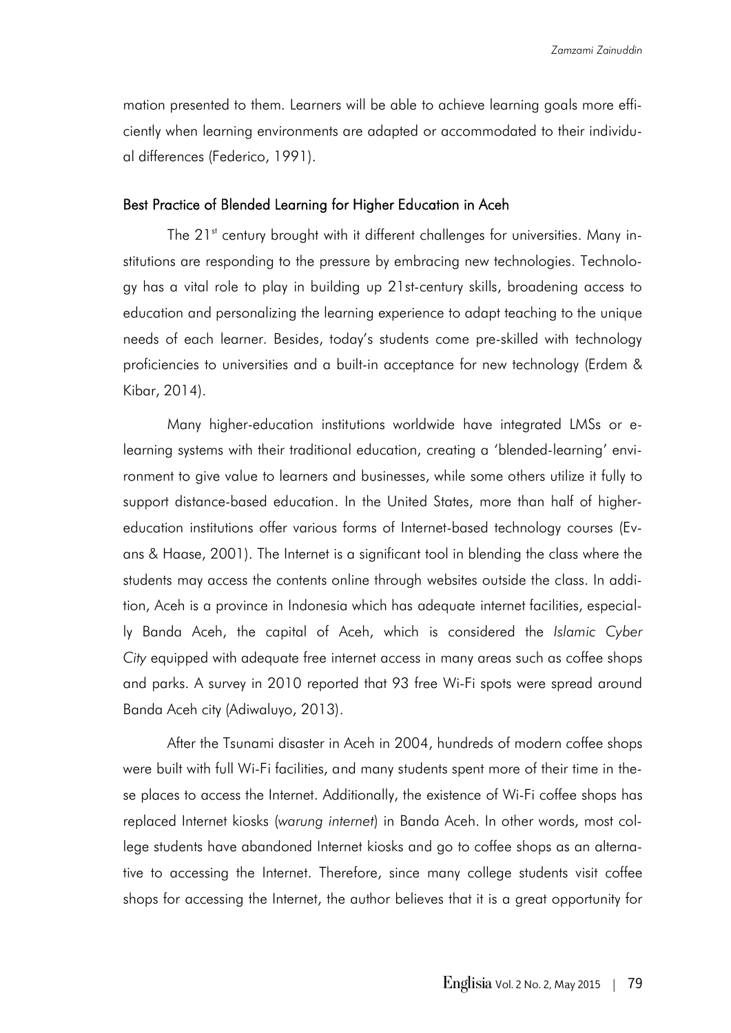mation presented to them. Learners will be able to achieve learning goals more efficiently when learning environments are adapted or accommodated to their individual differences (Federico, 1991).

### Best Practice of Blended Learning for Higher Education in Aceh

The 21st century brought with it different challenges for universities. Many institutions are responding to the pressure by embracing new technologies. Technology has a vital role to play in building up 21st-century skills, broadening access to education and personalizing the learning experience to adapt teaching to the unique needs of each learner. Besides, today's students come pre-skilled with technology proficiencies to universities and a built-in acceptance for new technology (Erdem & Kibar, 2014).

Many higher-education institutions worldwide have integrated LMSs or e-learning systems with their traditional education, creating a 'blended-learning' environment to give value to learners and businesses, while some others utilize it fully to support distance-based education. In the United States, more than half of higher-education institutions offer various forms of Internet-based technology courses (Evans & Haase, 2001). The Internet is a significant tool in blending the class where the students may access the contents online through websites outside the class. In addition, Aceh is a province in Indonesia which has adequate internet facilities, especially Banda Aceh, the capital of Aceh, which is considered the *Islamic Cyber City* equipped with adequate free internet access in many areas such as coffee shops and parks. A survey in 2010 reported that 93 free Wi-Fi spots were spread around Banda Aceh city (Adiwaluyo, 2013).

After the Tsunami disaster in Aceh in 2004, hundreds of modern coffee shops were built with full Wi-Fi facilities, and many students spent more of their time in these places to access the Internet. Additionally, the existence of Wi-Fi coffee shops has replaced Internet kiosks (*warung internet*) in Banda Aceh. In other words, most college students have abandoned Internet kiosks and go to coffee shops as an alternative to accessing the Internet. Therefore, since many college students visit coffee shops for accessing the Internet, the author believes that it is a great opportunity for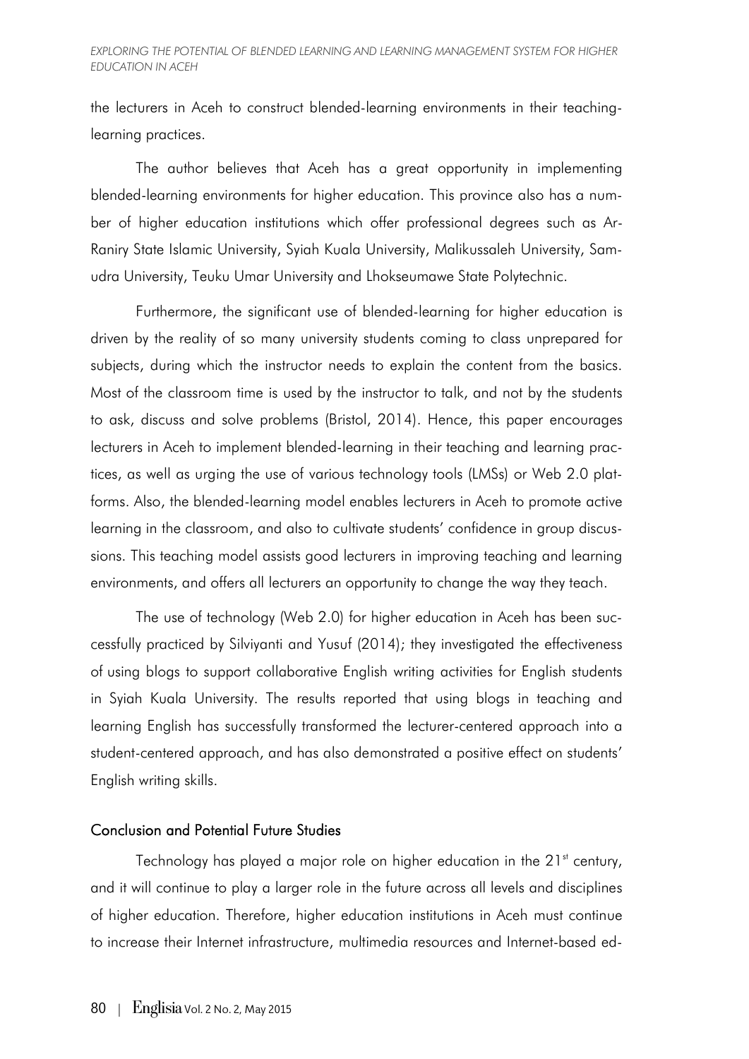the lecturers in Aceh to construct blended-learning environments in their teaching-learning practices.

The author believes that Aceh has a great opportunity in implementing blended-learning environments for higher education. This province also has a number of higher education institutions which offer professional degrees such as Ar-Raniry State Islamic University, Syiah Kuala University, Malikussaleh University, Samudra University, Teuku Umar University and Lhokseumawe State Polytechnic.

Furthermore, the significant use of blended-learning for higher education is driven by the reality of so many university students coming to class unprepared for subjects, during which the instructor needs to explain the content from the basics. Most of the classroom time is used by the instructor to talk, and not by the students to ask, discuss and solve problems (Bristol, 2014). Hence, this paper encourages lecturers in Aceh to implement blended-learning in their teaching and learning practices, as well as urging the use of various technology tools (LMSs) or Web 2.0 platforms. Also, the blended-learning model enables lecturers in Aceh to promote active learning in the classroom, and also to cultivate students' confidence in group discussions. This teaching model assists good lecturers in improving teaching and learning environments, and offers all lecturers an opportunity to change the way they teach.

The use of technology (Web 2.0) for higher education in Aceh has been successfully practiced by Silviyanti and Yusuf (2014); they investigated the effectiveness of using blogs to support collaborative English writing activities for English students in Syiah Kuala University. The results reported that using blogs in teaching and learning English has successfully transformed the lecturer-centered approach into a student-centered approach, and has also demonstrated a positive effect on students' English writing skills.

## Conclusion and Potential Future Studies

Technology has played a major role on higher education in the 21st century, and it will continue to play a larger role in the future across all levels and disciplines of higher education. Therefore, higher education institutions in Aceh must continue to increase their Internet infrastructure, multimedia resources and Internet-based ed-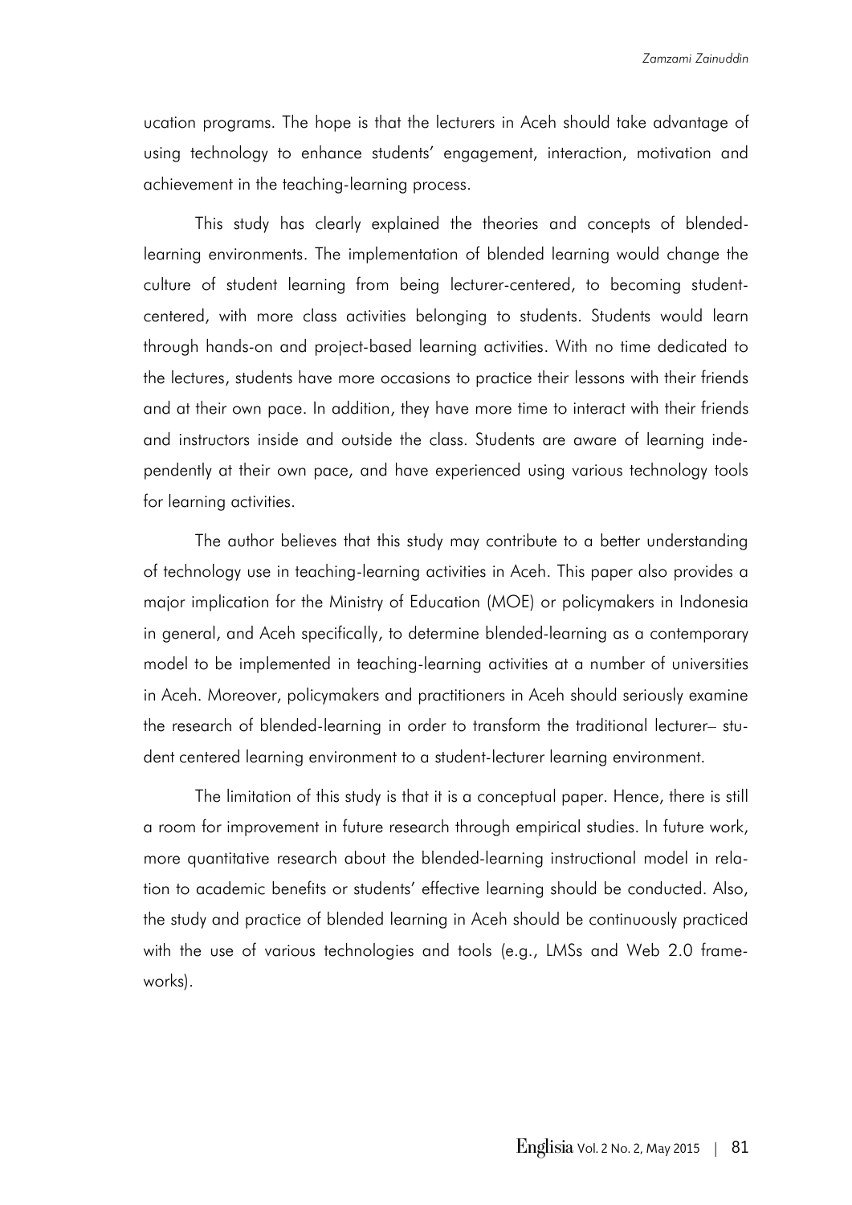ucation programs. The hope is that the lecturers in Aceh should take advantage of using technology to enhance students' engagement, interaction, motivation and achievement in the teaching-learning process.

This study has clearly explained the theories and concepts of blended-learning environments. The implementation of blended learning would change the culture of student learning from being lecturer-centered, to becoming student-centered, with more class activities belonging to students. Students would learn through hands-on and project-based learning activities. With no time dedicated to the lectures, students have more occasions to practice their lessons with their friends and at their own pace. In addition, they have more time to interact with their friends and instructors inside and outside the class. Students are aware of learning independently at their own pace, and have experienced using various technology tools for learning activities.

The author believes that this study may contribute to a better understanding of technology use in teaching-learning activities in Aceh. This paper also provides a major implication for the Ministry of Education (MOE) or policymakers in Indonesia in general, and Aceh specifically, to determine blended-learning as a contemporary model to be implemented in teaching-learning activities at a number of universities in Aceh. Moreover, policymakers and practitioners in Aceh should seriously examine the research of blended-learning in order to transform the traditional lecturer– student centered learning environment to a student-lecturer learning environment.

The limitation of this study is that it is a conceptual paper. Hence, there is still a room for improvement in future research through empirical studies. In future work, more quantitative research about the blended-learning instructional model in relation to academic benefits or students' effective learning should be conducted. Also, the study and practice of blended learning in Aceh should be continuously practiced with the use of various technologies and tools (e.g., LMSs and Web 2.0 frameworks).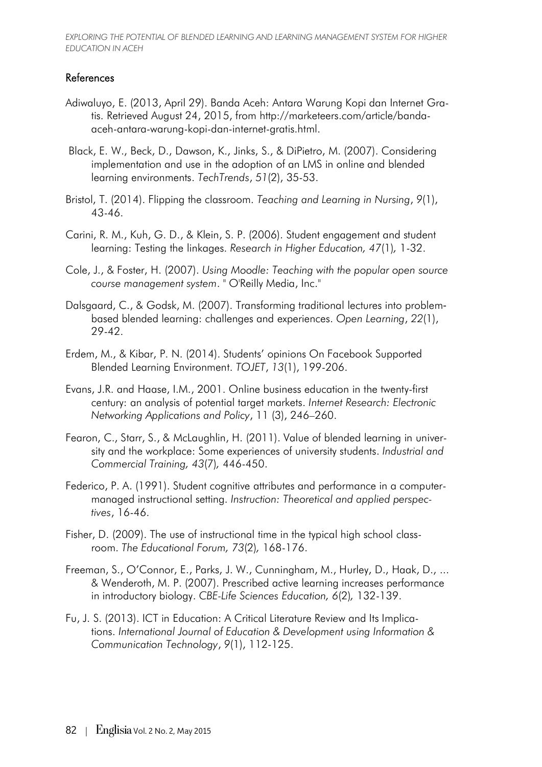## References

Adiwaluyo, E. (2013, April 29). Banda Aceh: Antara Warung Kopi dan Internet Gratis. Retrieved August 24, 2015, from http://marketeers.com/article/banda-aceh-antara-warung-kopi-dan-internet-gratis.html.

Black, E. W., Beck, D., Dawson, K., Jinks, S., & DiPietro, M. (2007). Considering implementation and use in the adoption of an LMS in online and blended learning environments. *TechTrends*, *51*(2), 35-53.

Bristol, T. (2014). Flipping the classroom. *Teaching and Learning in Nursing*, *9*(1), 43-46.

Carini, R. M., Kuh, G. D., & Klein, S. P. (2006). Student engagement and student learning: Testing the linkages. *Research in Higher Education, 47*(1), 1-32.

Cole, J., & Foster, H. (2007). *Using Moodle: Teaching with the popular open source course management system*. " O'Reilly Media, Inc."

Dalsgaard, C., & Godsk, M. (2007). Transforming traditional lectures into problem-based blended learning: challenges and experiences. *Open Learning*, *22*(1), 29-42.

Erdem, M., & Kibar, P. N. (2014). Students' opinions On Facebook Supported Blended Learning Environment. *TOJET*, *13*(1), 199-206.

Evans, J.R. and Haase, I.M., 2001. Online business education in the twenty-first century: an analysis of potential target markets. *Internet Research: Electronic Networking Applications and Policy*, 11 (3), 246–260.

Fearon, C., Starr, S., & McLaughlin, H. (2011). Value of blended learning in university and the workplace: Some experiences of university students. *Industrial and Commercial Training, 43*(7), 446-450.

Federico, P. A. (1991). Student cognitive attributes and performance in a computer-managed instructional setting. *Instruction: Theoretical and applied perspectives*, 16-46.

Fisher, D. (2009). The use of instructional time in the typical high school classroom. *The Educational Forum, 73*(2), 168-176.

Freeman, S., O'Connor, E., Parks, J. W., Cunningham, M., Hurley, D., Haak, D., ... & Wenderoth, M. P. (2007). Prescribed active learning increases performance in introductory biology. *CBE-Life Sciences Education, 6*(2), 132-139.

Fu, J. S. (2013). ICT in Education: A Critical Literature Review and Its Implications. *International Journal of Education & Development using Information & Communication Technology*, *9*(1), 112-125.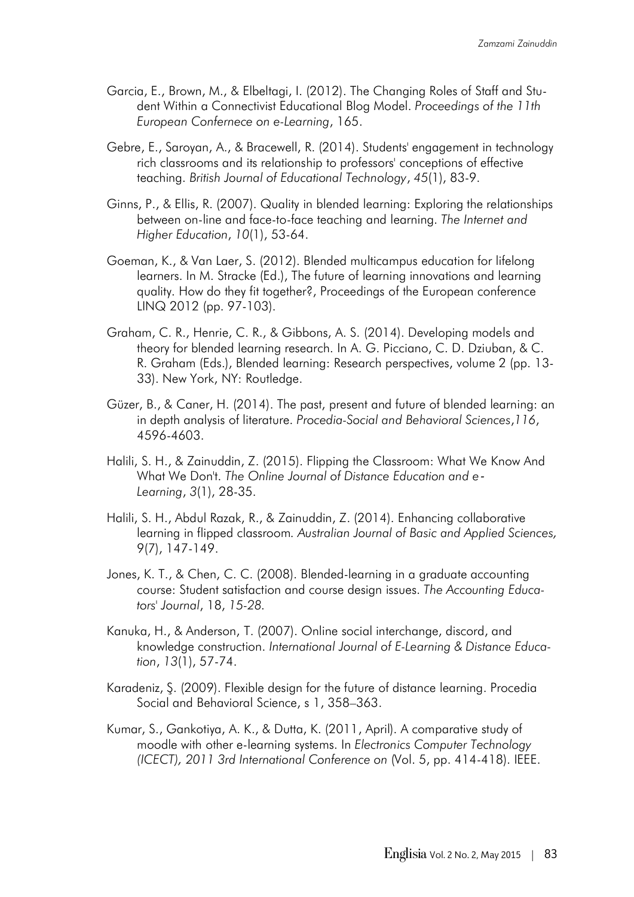Garcia, E., Brown, M., & Elbeltagi, I. (2012). The Changing Roles of Staff and Student Within a Connectivist Educational Blog Model. *Proceedings of the 11th European Confernece on e-Learning*, 165.

Gebre, E., Saroyan, A., & Bracewell, R. (2014). Students' engagement in technology rich classrooms and its relationship to professors' conceptions of effective teaching. *British Journal of Educational Technology*, *45*(1), 83-9.

Ginns, P., & Ellis, R. (2007). Quality in blended learning: Exploring the relationships between on-line and face-to-face teaching and learning. *The Internet and Higher Education*, *10*(1), 53-64.

Goeman, K., & Van Laer, S. (2012). Blended multicampus education for lifelong learners. In M. Stracke (Ed.), The future of learning innovations and learning quality. How do they fit together?, Proceedings of the European conference LINQ 2012 (pp. 97-103).

Graham, C. R., Henrie, C. R., & Gibbons, A. S. (2014). Developing models and theory for blended learning research. In A. G. Picciano, C. D. Dziuban, & C. R. Graham (Eds.), Blended learning: Research perspectives, volume 2 (pp. 13-33). New York, NY: Routledge.

Güzer, B., & Caner, H. (2014). The past, present and future of blended learning: an in depth analysis of literature. *Procedia-Social and Behavioral Sciences*,*116*, 4596-4603.

Halili, S. H., & Zainuddin, Z. (2015). Flipping the Classroom: What We Know And What We Don't. *The Online Journal of Distance Education and e-Learning*, *3*(1), 28-35.

Halili, S. H., Abdul Razak, R., & Zainuddin, Z. (2014). Enhancing collaborative learning in flipped classroom. *Australian Journal of Basic and Applied Sciences,* 9(7), 147-149.

Jones, K. T., & Chen, C. C. (2008). Blended-learning in a graduate accounting course: Student satisfaction and course design issues. *The Accounting Educators' Journal*, 18, *15-28*.

Kanuka, H., & Anderson, T. (2007). Online social interchange, discord, and knowledge construction. *International Journal of E-Learning & Distance Education*, *13*(1), 57-74.

Karadeniz, Ş. (2009). Flexible design for the future of distance learning. Procedia Social and Behavioral Science, s 1, 358–363.

Kumar, S., Gankotiya, A. K., & Dutta, K. (2011, April). A comparative study of moodle with other e-learning systems. In *Electronics Computer Technology (ICECT), 2011 3rd International Conference on* (Vol. 5, pp. 414-418). IEEE.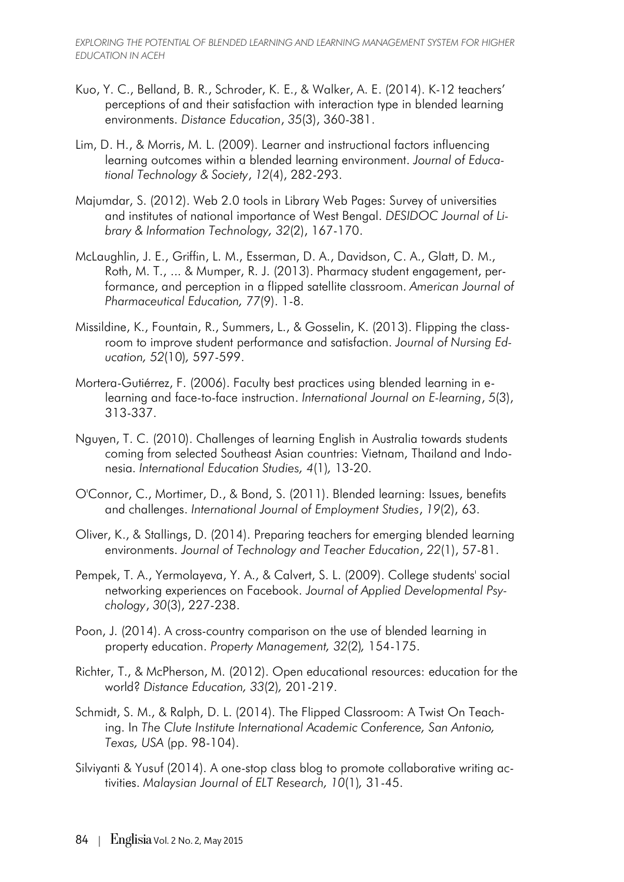Kuo, Y. C., Belland, B. R., Schroder, K. E., & Walker, A. E. (2014). K-12 teachers' perceptions of and their satisfaction with interaction type in blended learning environments. *Distance Education*, *35*(3), 360-381.

Lim, D. H., & Morris, M. L. (2009). Learner and instructional factors influencing learning outcomes within a blended learning environment. *Journal of Educational Technology & Society*, *12*(4), 282-293.

Majumdar, S. (2012). Web 2.0 tools in Library Web Pages: Survey of universities and institutes of national importance of West Bengal. *DESIDOC Journal of Library & Information Technology, 32*(2), 167-170.

McLaughlin, J. E., Griffin, L. M., Esserman, D. A., Davidson, C. A., Glatt, D. M., Roth, M. T., ... & Mumper, R. J. (2013). Pharmacy student engagement, performance, and perception in a flipped satellite classroom. *American Journal of Pharmaceutical Education, 77*(9). 1-8.

Missildine, K., Fountain, R., Summers, L., & Gosselin, K. (2013). Flipping the classroom to improve student performance and satisfaction. *Journal of Nursing Education, 52*(10), 597-599.

Mortera-Gutiérrez, F. (2006). Faculty best practices using blended learning in e-learning and face-to-face instruction. *International Journal on E-learning*, *5*(3), 313-337.

Nguyen, T. C. (2010). Challenges of learning English in Australia towards students coming from selected Southeast Asian countries: Vietnam, Thailand and Indonesia. *International Education Studies, 4*(1), 13-20.

O'Connor, C., Mortimer, D., & Bond, S. (2011). Blended learning: Issues, benefits and challenges. *International Journal of Employment Studies*, *19*(2), 63.

Oliver, K., & Stallings, D. (2014). Preparing teachers for emerging blended learning environments. *Journal of Technology and Teacher Education*, *22*(1), 57-81.

Pempek, T. A., Yermolayeva, Y. A., & Calvert, S. L. (2009). College students' social networking experiences on Facebook. *Journal of Applied Developmental Psychology*, *30*(3), 227-238.

Poon, J. (2014). A cross-country comparison on the use of blended learning in property education. *Property Management, 32*(2), 154-175.

Richter, T., & McPherson, M. (2012). Open educational resources: education for the world? *Distance Education, 33*(2), 201-219.

Schmidt, S. M., & Ralph, D. L. (2014). The Flipped Classroom: A Twist On Teaching. In *The Clute Institute International Academic Conference, San Antonio, Texas, USA* (pp. 98-104).

Silviyanti & Yusuf (2014). A one-stop class blog to promote collaborative writing activities. *Malaysian Journal of ELT Research, 10*(1), 31-45.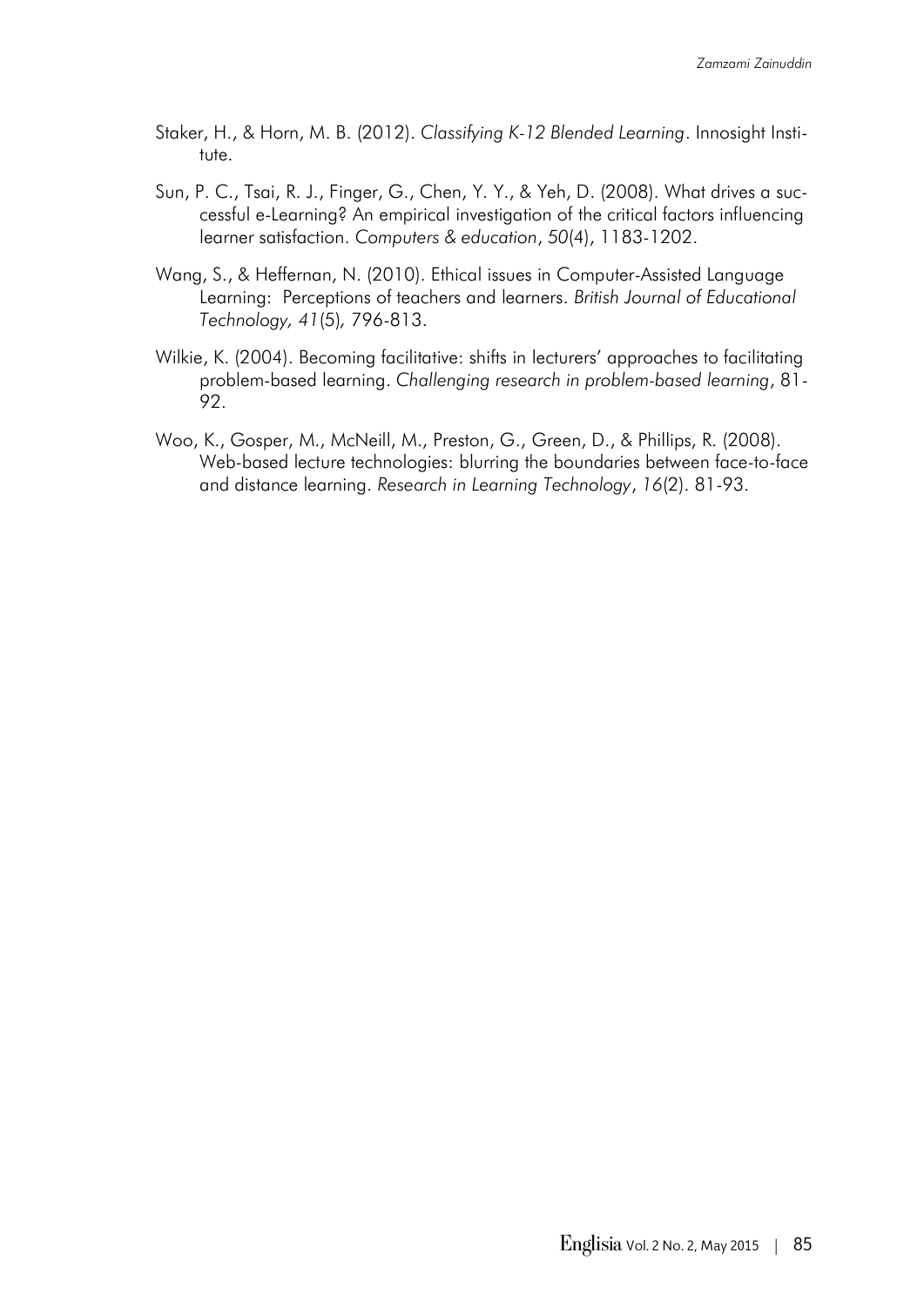Staker, H., & Horn, M. B. (2012). *Classifying K-12 Blended Learning*. Innosight Institute.

Sun, P. C., Tsai, R. J., Finger, G., Chen, Y. Y., & Yeh, D. (2008). What drives a successful e-Learning? An empirical investigation of the critical factors influencing learner satisfaction. *Computers & education*, *50*(4), 1183-1202.

Wang, S., & Heffernan, N. (2010). Ethical issues in Computer-Assisted Language Learning: Perceptions of teachers and learners. *British Journal of Educational Technology, 41*(5), 796-813.

Wilkie, K. (2004). Becoming facilitative: shifts in lecturers' approaches to facilitating problem-based learning. *Challenging research in problem-based learning*, 81-92.

Woo, K., Gosper, M., McNeill, M., Preston, G., Green, D., & Phillips, R. (2008). Web-based lecture technologies: blurring the boundaries between face-to-face and distance learning. *Research in Learning Technology*, *16*(2). 81-93.